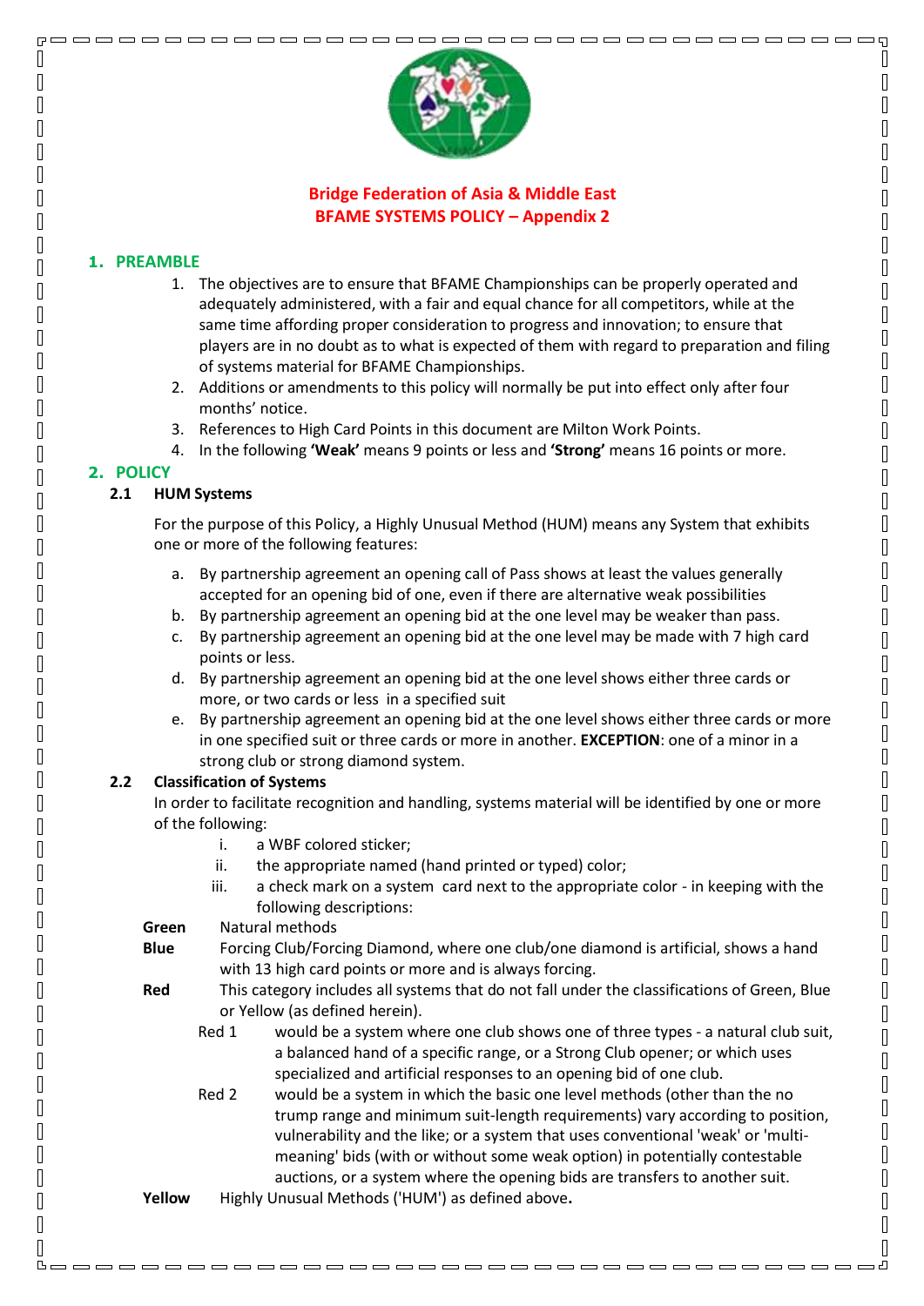**Bridge Federation of Asia & Middle East**
**BFAME SYSTEMS POLICY – Appendix 2**

## 1. PREAMBLE

1. The objectives are to ensure that BFAME Championships can be properly operated and adequately administered, with a fair and equal chance for all competitors, while at the same time affording proper consideration to progress and innovation; to ensure that players are in no doubt as to what is expected of them with regard to preparation and filing of systems material for BFAME Championships.
2. Additions or amendments to this policy will normally be put into effect only after four months' notice.
3. References to High Card Points in this document are Milton Work Points.
4. In the following **'Weak'** means 9 points or less and **'Strong'** means 16 points or more.

## 2. POLICY

### 2.1 HUM Systems

For the purpose of this Policy, a Highly Unusual Method (HUM) means any System that exhibits one or more of the following features:

a. By partnership agreement an opening call of Pass shows at least the values generally accepted for an opening bid of one, even if there are alternative weak possibilities
b. By partnership agreement an opening bid at the one level may be weaker than pass.
c. By partnership agreement an opening bid at the one level may be made with 7 high card points or less.
d. By partnership agreement an opening bid at the one level shows either three cards or more, or two cards or less in a specified suit
e. By partnership agreement an opening bid at the one level shows either three cards or more in one specified suit or three cards or more in another. **EXCEPTION**: one of a minor in a strong club or strong diamond system.

### 2.2 Classification of Systems

In order to facilitate recognition and handling, systems material will be identified by one or more of the following:

i. a WBF colored sticker;
ii. the appropriate named (hand printed or typed) color;
iii. a check mark on a system card next to the appropriate color - in keeping with the following descriptions:

**Green** Natural methods

**Blue** Forcing Club/Forcing Diamond, where one club/one diamond is artificial, shows a hand with 13 high card points or more and is always forcing.

**Red** This category includes all systems that do not fall under the classifications of Green, Blue or Yellow (as defined herein).

- Red 1 would be a system where one club shows one of three types - a natural club suit, a balanced hand of a specific range, or a Strong Club opener; or which uses specialized and artificial responses to an opening bid of one club.
- Red 2 would be a system in which the basic one level methods (other than the no trump range and minimum suit-length requirements) vary according to position, vulnerability and the like; or a system that uses conventional 'weak' or 'multi-meaning' bids (with or without some weak option) in potentially contestable auctions, or a system where the opening bids are transfers to another suit.

**Yellow** Highly Unusual Methods ('HUM') as defined above**.**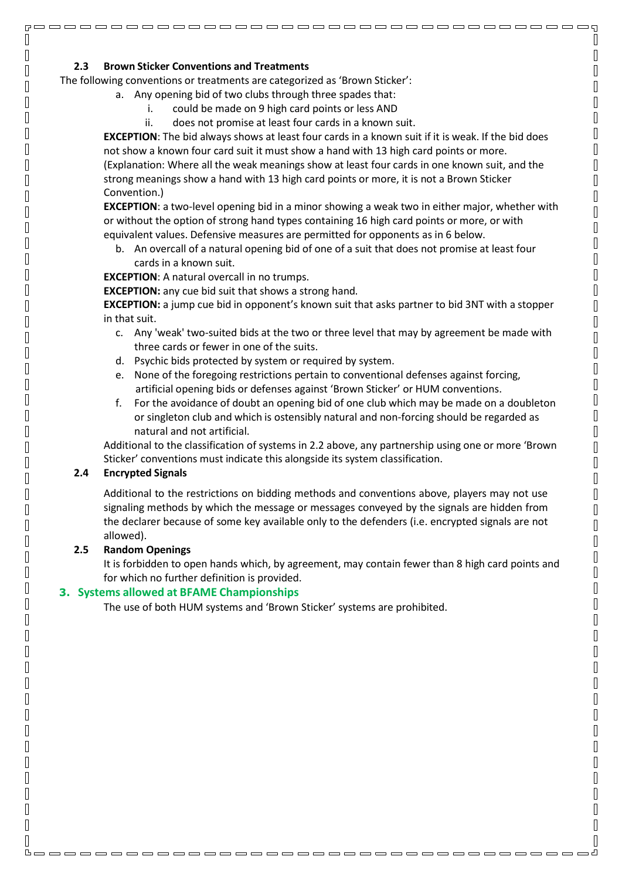### 2.3 Brown Sticker Conventions and Treatments

The following conventions or treatments are categorized as 'Brown Sticker':

a. Any opening bid of two clubs through three spades that:
   i. could be made on 9 high card points or less AND
   ii. does not promise at least four cards in a known suit.

**EXCEPTION**: The bid always shows at least four cards in a known suit if it is weak. If the bid does not show a known four card suit it must show a hand with 13 high card points or more. (Explanation: Where all the weak meanings show at least four cards in one known suit, and the strong meanings show a hand with 13 high card points or more, it is not a Brown Sticker Convention.)

**EXCEPTION**: a two-level opening bid in a minor showing a weak two in either major, whether with or without the option of strong hand types containing 16 high card points or more, or with equivalent values. Defensive measures are permitted for opponents as in 6 below.

b. An overcall of a natural opening bid of one of a suit that does not promise at least four cards in a known suit.

**EXCEPTION**: A natural overcall in no trumps.

**EXCEPTION:** any cue bid suit that shows a strong hand.

**EXCEPTION:** a jump cue bid in opponent's known suit that asks partner to bid 3NT with a stopper in that suit.

c. Any 'weak' two-suited bids at the two or three level that may by agreement be made with three cards or fewer in one of the suits.
d. Psychic bids protected by system or required by system.
e. None of the foregoing restrictions pertain to conventional defenses against forcing, artificial opening bids or defenses against 'Brown Sticker' or HUM conventions.
f. For the avoidance of doubt an opening bid of one club which may be made on a doubleton or singleton club and which is ostensibly natural and non-forcing should be regarded as natural and not artificial.

Additional to the classification of systems in 2.2 above, any partnership using one or more 'Brown Sticker' conventions must indicate this alongside its system classification.

### 2.4 Encrypted Signals

Additional to the restrictions on bidding methods and conventions above, players may not use signaling methods by which the message or messages conveyed by the signals are hidden from the declarer because of some key available only to the defenders (i.e. encrypted signals are not allowed).

### 2.5 Random Openings

It is forbidden to open hands which, by agreement, may contain fewer than 8 high card points and for which no further definition is provided.

## 3. Systems allowed at BFAME Championships

The use of both HUM systems and 'Brown Sticker' systems are prohibited.